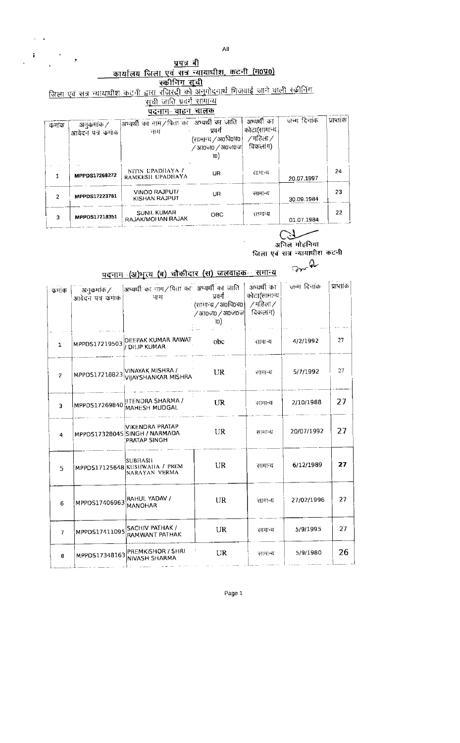All

**प्रपत्र बी**

**कार्यालय जिला एवं सत्र न्यायाधीश, कटनी (म0प्र0)**

**स्क्रीनिंग सूची**

जिला एवं सत्र न्यायाधीश कटनी द्वारा रजिस्ट्री को अनुमोदनार्थ भिजवाई जाने वाली स्क्रीनिंग सूची जाति प्रवर्ग सामान्य

**पदनाम- वाहन चालक**

| कमांक | अनुकमांक / आवेदन पत्र कमांक | अभ्यर्थी का नाम / पिता का नाम | अभ्यर्थी का जाति प्रवर्ग (सामान्य / अ0पि0व0 / अ0जा0 / अ0ज0जा0) | अभ्यर्थी का कोटा(सामान्य / महिला / विकलांग) | जन्म दिनांक | प्राप्तांक |
|---|---|---|---|---|---|---|
| 1 | MPPDS17268272 | NITIN UPADHAYA / RAMKESH UPADHAYA | UR | सामान्य | 20.07.1997 | 24 |
| 2 | MPPDS17223761 | VINOD RAJPUT/ KISHAN RAJPUT | UR | सामान्य | 30.09.1984 | 23 |
| 3 | MPPDS17218351 | SUNIL KUMAR RAJAK/MOHAN RAJAK | OBC | सामान्य | 01.07.1984 | 22 |

अनिल मोहनिया
जिला एवं सत्र न्यायाधीश कटनी

**पदनाम -(अ)भृत्य (ब) चौकीदार (स) जलवाहक- सामान्य**

| कमांक | अनुकमांक / आवेदन पत्र कमांक | अभ्यर्थी का नाम / पिता का नाम | अभ्यर्थी का जाति प्रवर्ग (सामान्य / अ0पि0व0 / अ0जा0 / अ0ज0जा0) | अभ्यर्थी का कोटा(सामान्य / महिला / विकलांग) | जन्म दिनांक | प्राप्तांक |
|---|---|---|---|---|---|---|
| 1 | MPPDS17219503 | DEEPAK KUMAR RAWAT / DILIP KUMAR | obc | सामान्य | 4/2/1992 | 27 |
| 2 | MPPDS17218823 | VINAYAK MISHRA / VIJAYSHANKAR MISHRA | UR | सामान्य | 5/7/1992 | 27 |
| 3 | MPPDS17269840 | JITENDRA SHARMA / MAHESH MUDGAL | UR | सामान्य | 2/10/1988 | 27 |
| 4 | MPPDS17328045 | VIKENDRA PRATAP SINGH / NARMADA PRATAP SINGH | UR | सामान्य | 20/07/1992 | 27 |
| 5 | MPPDS17125648 | SUBHASH KUSHWAHA / PREM NARAYAN VERMA | UR | सामान्य | 6/12/1989 | 27 |
| 6 | MPPDS17406963 | RAHUL YADAV / MANOHAR | UR | सामान्य | 27/02/1996 | 27 |
| 7 | MPPDS17411095 | SACHIV PATHAK / RAMWANT PATHAK | UR | सामान्य | 5/9/1995 | 27 |
| 8 | MPPDS17348163 | PREMKISHOR / SHRI NIVASH SHARMA | UR | सामान्य | 5/9/1980 | 26 |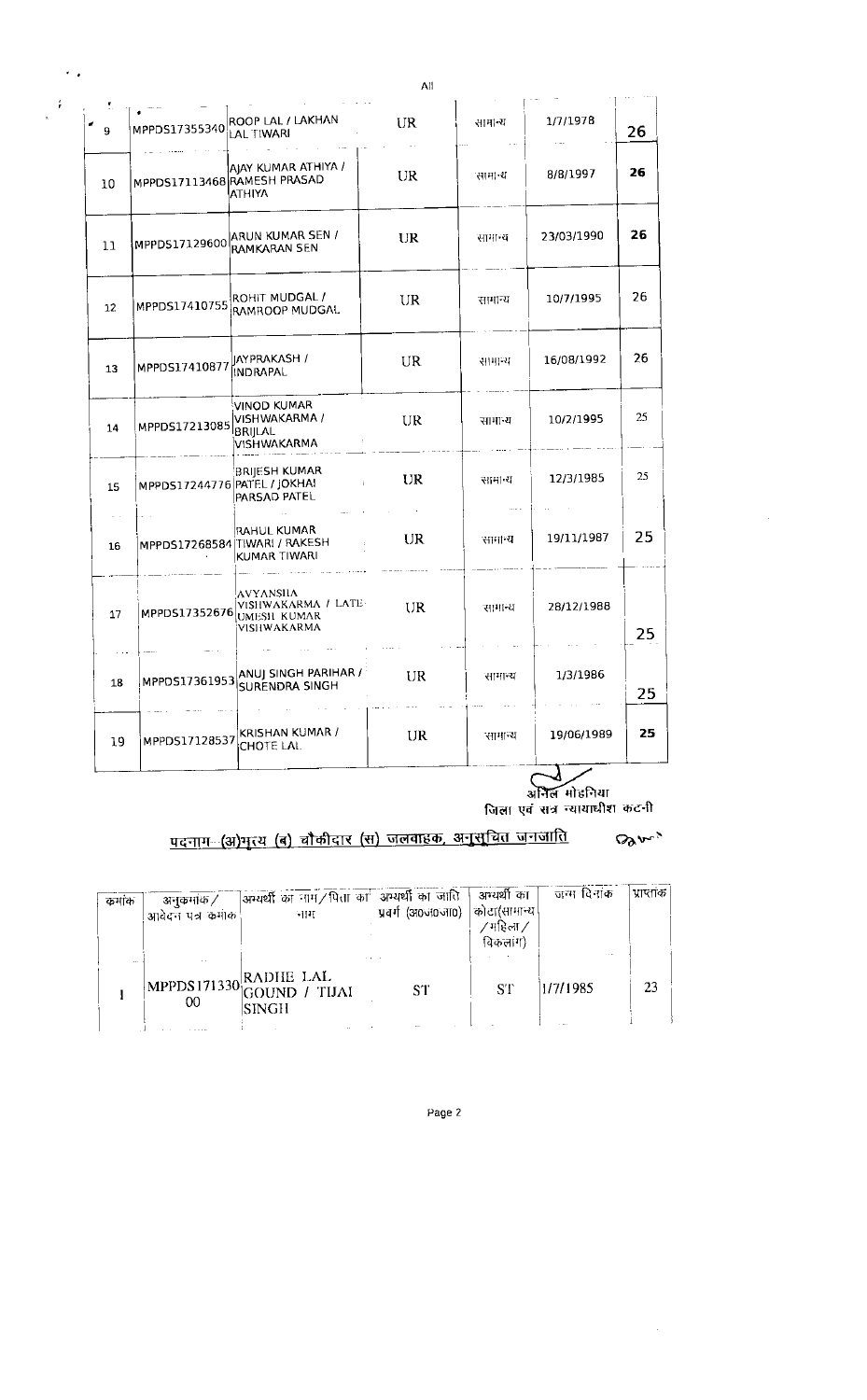| | | | | | | |
|---|---|---|---|---|---|---|
| 9 | MPPDS17355340 | ROOP LAL / LAKHAN LAL TIWARI | UR | सामान्य | 1/7/1978 | 26 |
| 10 | MPPDS17113468 | AJAY KUMAR ATHIYA / RAMESH PRASAD ATHIYA | UR | सामान्य | 8/8/1997 | 26 |
| 11 | MPPDS17129600 | ARUN KUMAR SEN / RAMKARAN SEN | UR | सामान्य | 23/03/1990 | 26 |
| 12 | MPPDS17410755 | ROHIT MUDGAL / RAMROOP MUDGAL | UR | सामान्य | 10/7/1995 | 26 |
| 13 | MPPDS17410877 | JAYPRAKASH / INDRAPAL | UR | सामान्य | 16/08/1992 | 26 |
| 14 | MPPDS17213085 | VINOD KUMAR VISHWAKARMA / BRIJLAL VISHWAKARMA | UR | सामान्य | 10/2/1995 | 25 |
| 15 | MPPDS17244776 | BRIJESH KUMAR PATEL / JOKHAI PARSAD PATEL | UR | सामान्य | 12/3/1985 | 25 |
| 16 | MPPDS17268584 | RAHUL KUMAR TIWARI / RAKESH KUMAR TIWARI | UR | सामान्य | 19/11/1987 | 25 |
| 17 | MPPDS17352676 | AVYANSHA VISHWAKARMA / LATE UMESH KUMAR VISHWAKARMA | UR | सामान्य | 28/12/1988 | 25 |
| 18 | MPPDS17361953 | ANUJ SINGH PARIHAR / SURENDRA SINGH | UR | सामान्य | 1/3/1986 | 25 |
| 19 | MPPDS17128537 | KRISHAN KUMAR / CHOTE LAL | UR | सामान्य | 19/06/1989 | 25 |

अनिल मोहनिया
जिला एवं सत्र न्यायाधीश कटनी

पदनाम--(अ)भृत्य (ब) चौकीदार (स) जलवाहक, अनुसूचित जनजाति

| क्रमांक | अनुक्रमांक / आवेदन पत्र क्रमांक | अभ्यर्थी का नाम / पिता का नाम | अभ्यर्थी का जाति प्रवर्ग (अ0जा0जा0) | अभ्यर्थी का कोटा(सामान्य /महिला / विकलांग) | जन्म दिनांक | प्राप्तांक |
|---|---|---|---|---|---|---|
| 1 | MPPDS17133000 | RADHE LAL GOUND / TIJAI SINGH | ST | ST | 1/7/1985 | 23 |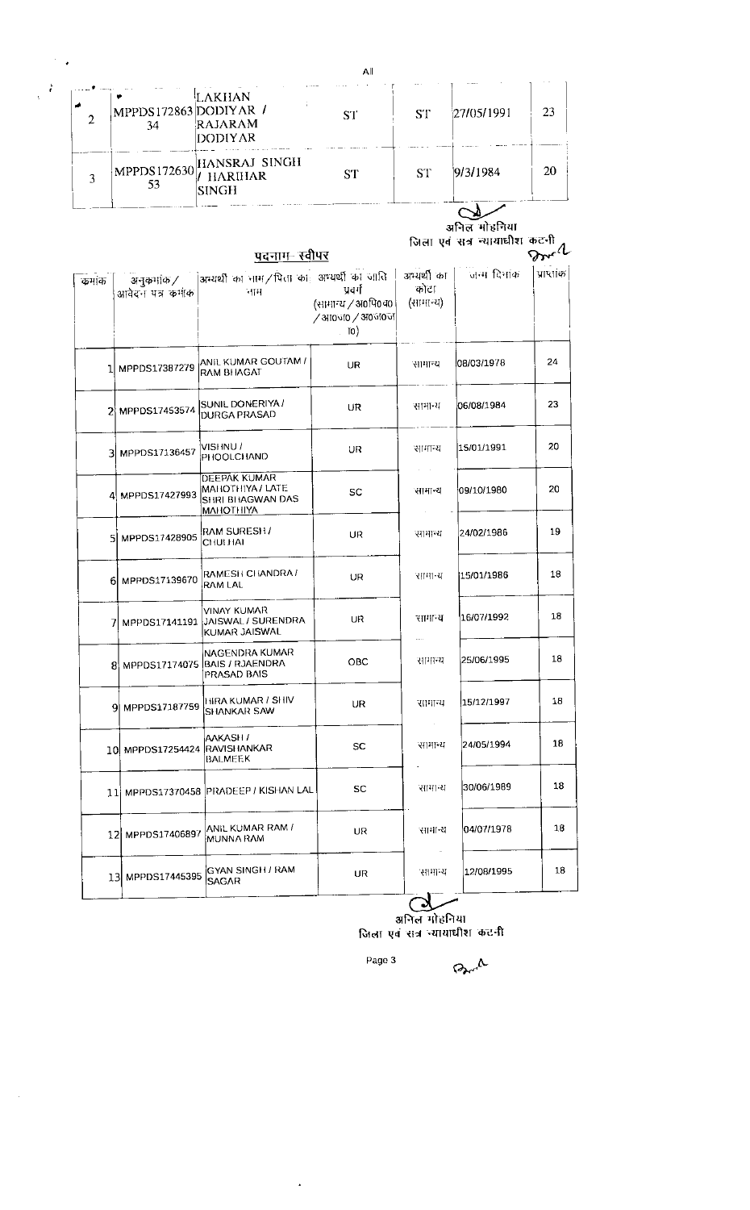| | | | | | | |
|---|---|---|---|---|---|---|
| 2 | MPPDS172863 34 | LAKHAN DODIYAR / RAJARAM DODIYAR | ST | ST | 27/05/1991 | 23 |
| 3 | MPPDS172630 53 | HANSRAJ SINGH / HARIHAR SINGH | ST | ST | 9/3/1984 | 20 |

अनिल मोहनिया
जिला एवं सत्र न्यायाधीश कटनी

## पदनाम- स्वीपर

| कमांक | अनुकमांक / आवेदन पत्र क्रमांक | अभ्यर्थी का नाम / पिता का नाम | अभ्यर्थी का जाति प्रवर्ग (सामान्य / अ0पि0व0 / अ0जा0 / अ0ज0जा0) | अभ्यर्थी का कोटा (सामान्य) | जन्म दिनांक | प्राप्तांक |
|---|---|---|---|---|---|---|
| 1 | MPPDS17387279 | ANIL KUMAR GOUTAM / RAM BHAGAT | UR | सामान्य | 08/03/1978 | 24 |
| 2 | MPPDS17453574 | SUNIL DONERIYA / DURGA PRASAD | UR | सामान्य | 06/08/1984 | 23 |
| 3 | MPPDS17136457 | VISHNU / PHOOLCHAND | UR | सामान्य | 15/01/1991 | 20 |
| 4 | MPPDS17427993 | DEEPAK KUMAR MAHOTHIYA / LATE SHRI BHAGWAN DAS MAHOTHIYA | SC | सामान्य | 09/10/1980 | 20 |
| 5 | MPPDS17428905 | RAM SURESH / CHULHAI | UR | सामान्य | 24/02/1986 | 19 |
| 6 | MPPDS17139670 | RAMESH CHANDRA / RAM LAL | UR | सामान्य | 15/01/1986 | 18 |
| 7 | MPPDS17141191 | VINAY KUMAR JAISWAL / SURENDRA KUMAR JAISWAL | UR | सामान्य | 16/07/1992 | 18 |
| 8 | MPPDS17174075 | NAGENDRA KUMAR BAIS / RJAENDRA PRASAD BAIS | OBC | सामान्य | 25/06/1995 | 18 |
| 9 | MPPDS17187759 | HIRA KUMAR / SHIV SHANKAR SAW | UR | सामान्य | 15/12/1997 | 18 |
| 10 | MPPDS17254424 | AAKASH / RAVISHANKAR BALMEEK | SC | सामान्य | 24/05/1994 | 18 |
| 11 | MPPDS17370458 | PRADEEP / KISHAN LAL | SC | सामान्य | 30/06/1989 | 18 |
| 12 | MPPDS17406897 | ANIL KUMAR RAM / MUNNA RAM | UR | सामान्य | 04/07/1978 | 18 |
| 13 | MPPDS17445395 | GYAN SINGH / RAM SAGAR | UR | सामान्य | 12/08/1995 | 18 |

अनिल मोहनिया
जिला एवं सत्र न्यायाधीश कटनी